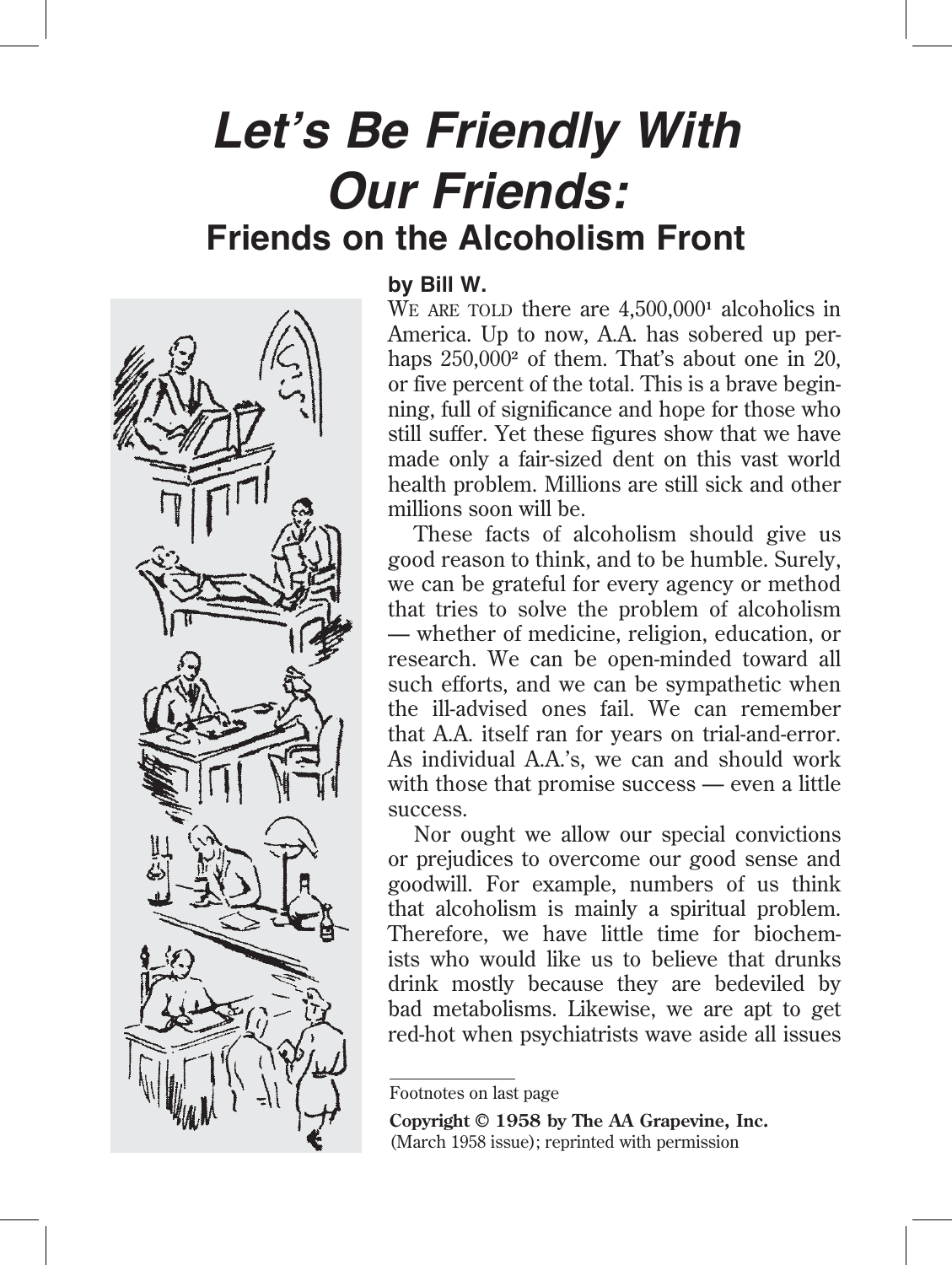# *Let's Be Friendly With Our Friends:*
## Friends on the Alcoholism Front

**by Bill W.**

WE ARE TOLD there are 4,500,000[1] alcoholics in America. Up to now, A.A. has sobered up perhaps 250,000[2] of them. That's about one in 20, or five percent of the total. This is a brave beginning, full of significance and hope for those who still suffer. Yet these figures show that we have made only a fair-sized dent on this vast world health problem. Millions are still sick and other millions soon will be.

These facts of alcoholism should give us good reason to think, and to be humble. Surely, we can be grateful for every agency or method that tries to solve the problem of alcoholism — whether of medicine, religion, education, or research. We can be open-minded toward all such efforts, and we can be sympathetic when the ill-advised ones fail. We can remember that A.A. itself ran for years on trial-and-error. As individual A.A.'s, we can and should work with those that promise success — even a little success.

Nor ought we allow our special convictions or prejudices to overcome our good sense and goodwill. For example, numbers of us think that alcoholism is mainly a spiritual problem. Therefore, we have little time for biochemists who would like us to believe that drunks drink mostly because they are bedeviled by bad metabolisms. Likewise, we are apt to get red-hot when psychiatrists wave aside all issues

Footnotes on last page

**Copyright © 1958 by The AA Grapevine, Inc.**
(March 1958 issue); reprinted with permission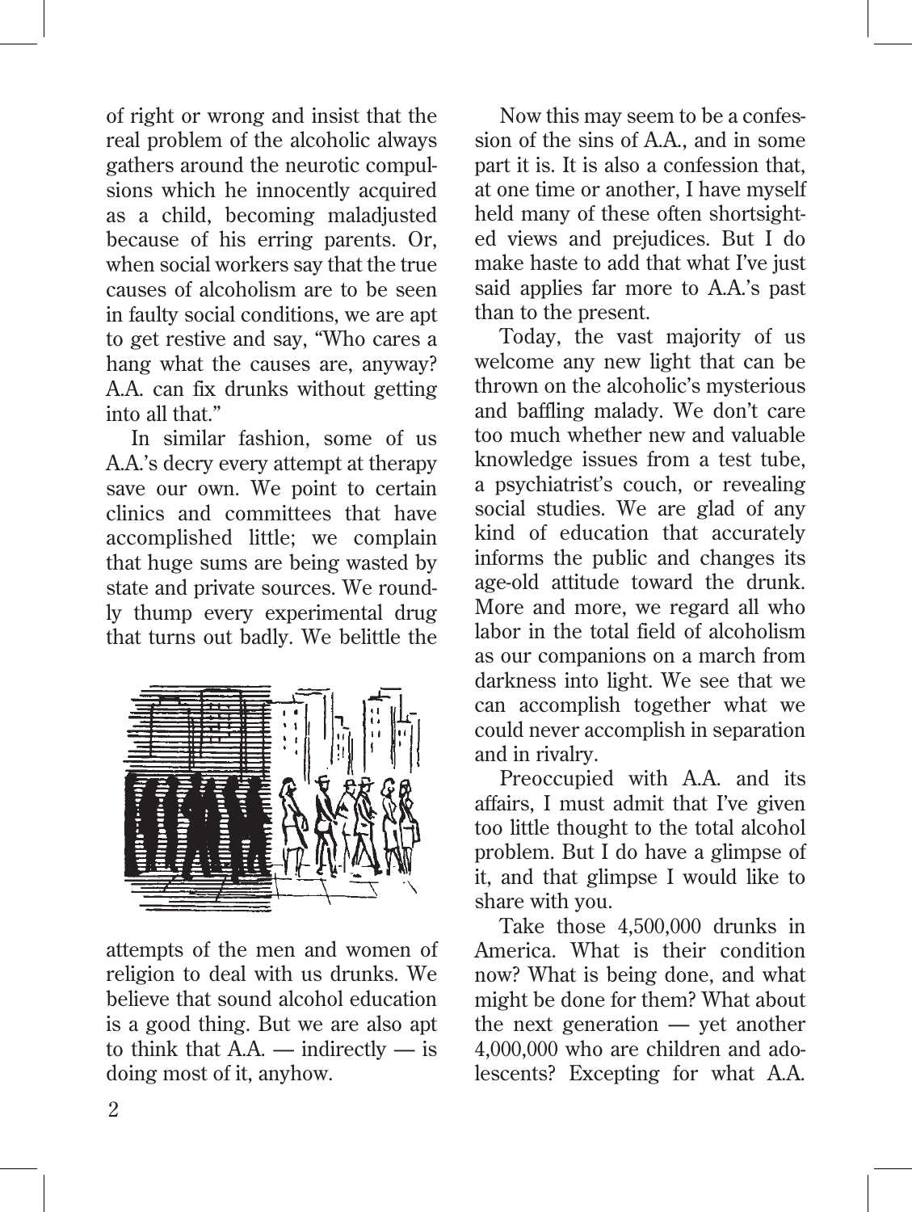of right or wrong and insist that the real problem of the alcoholic always gathers around the neurotic compulsions which he innocently acquired as a child, becoming maladjusted because of his erring parents. Or, when social workers say that the true causes of alcoholism are to be seen in faulty social conditions, we are apt to get restive and say, "Who cares a hang what the causes are, anyway? A.A. can fix drunks without getting into all that."

In similar fashion, some of us A.A.'s decry every attempt at therapy save our own. We point to certain clinics and committees that have accomplished little; we complain that huge sums are being wasted by state and private sources. We roundly thump every experimental drug that turns out badly. We belittle the attempts of the men and women of religion to deal with us drunks. We believe that sound alcohol education is a good thing. But we are also apt to think that A.A. — indirectly — is doing most of it, anyhow.

Now this may seem to be a confession of the sins of A.A., and in some part it is. It is also a confession that, at one time or another, I have myself held many of these often shortsighted views and prejudices. But I do make haste to add that what I've just said applies far more to A.A.'s past than to the present.

Today, the vast majority of us welcome any new light that can be thrown on the alcoholic's mysterious and baffling malady. We don't care too much whether new and valuable knowledge issues from a test tube, a psychiatrist's couch, or revealing social studies. We are glad of any kind of education that accurately informs the public and changes its age-old attitude toward the drunk. More and more, we regard all who labor in the total field of alcoholism as our companions on a march from darkness into light. We see that we can accomplish together what we could never accomplish in separation and in rivalry.

Preoccupied with A.A. and its affairs, I must admit that I've given too little thought to the total alcohol problem. But I do have a glimpse of it, and that glimpse I would like to share with you.

Take those 4,500,000 drunks in America. What is their condition now? What is being done, and what might be done for them? What about the next generation — yet another 4,000,000 who are children and adolescents? Excepting for what A.A.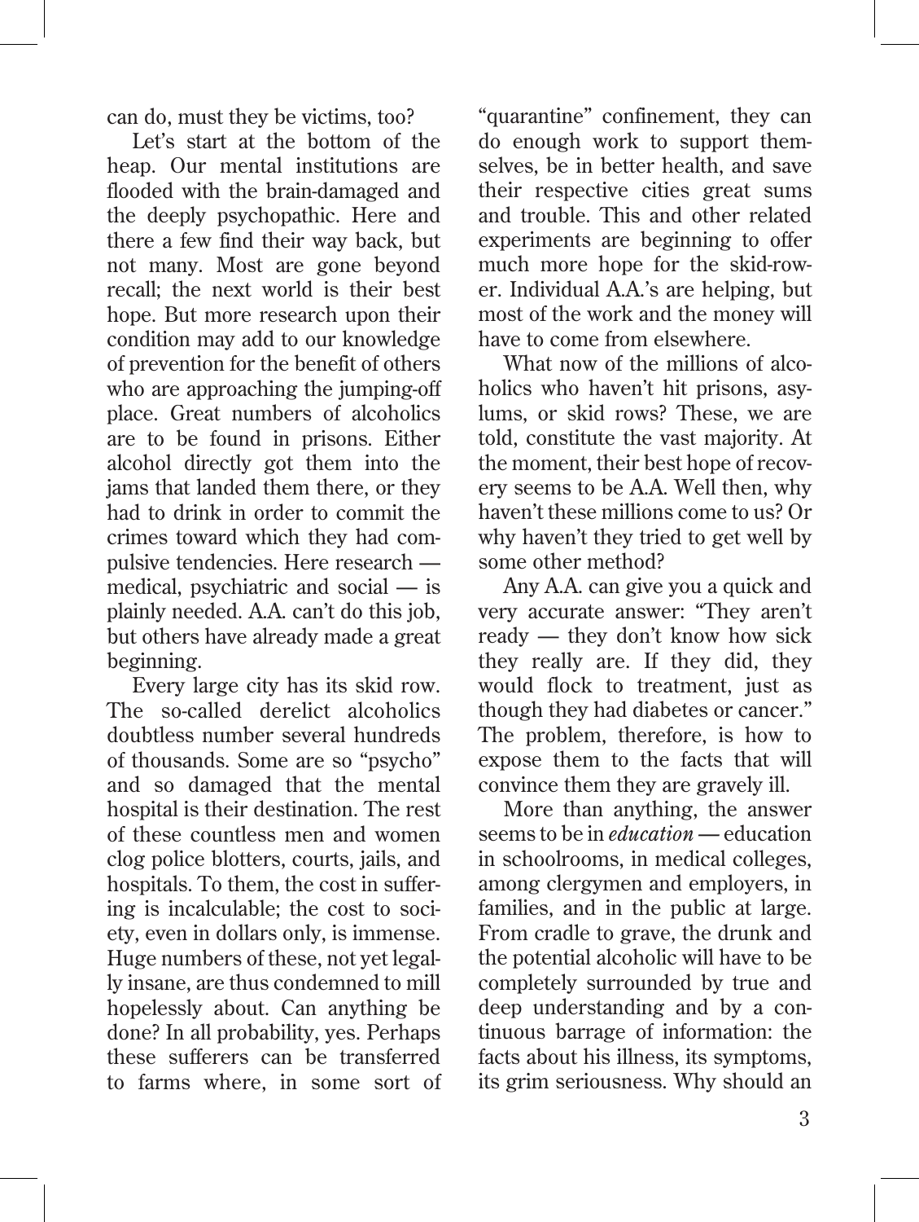can do, must they be victims, too?

Let's start at the bottom of the heap. Our mental institutions are flooded with the brain-damaged and the deeply psychopathic. Here and there a few find their way back, but not many. Most are gone beyond recall; the next world is their best hope. But more research upon their condition may add to our knowledge of prevention for the benefit of others who are approaching the jumping-off place. Great numbers of alcoholics are to be found in prisons. Either alcohol directly got them into the jams that landed them there, or they had to drink in order to commit the crimes toward which they had compulsive tendencies. Here research — medical, psychiatric and social — is plainly needed. A.A. can't do this job, but others have already made a great beginning.

Every large city has its skid row. The so-called derelict alcoholics doubtless number several hundreds of thousands. Some are so "psycho" and so damaged that the mental hospital is their destination. The rest of these countless men and women clog police blotters, courts, jails, and hospitals. To them, the cost in suffering is incalculable; the cost to society, even in dollars only, is immense. Huge numbers of these, not yet legally insane, are thus condemned to mill hopelessly about. Can anything be done? In all probability, yes. Perhaps these sufferers can be transferred to farms where, in some sort of "quarantine" confinement, they can do enough work to support themselves, be in better health, and save their respective cities great sums and trouble. This and other related experiments are beginning to offer much more hope for the skid-rower. Individual A.A.'s are helping, but most of the work and the money will have to come from elsewhere.

What now of the millions of alcoholics who haven't hit prisons, asylums, or skid rows? These, we are told, constitute the vast majority. At the moment, their best hope of recovery seems to be A.A. Well then, why haven't these millions come to us? Or why haven't they tried to get well by some other method?

Any A.A. can give you a quick and very accurate answer: "They aren't ready — they don't know how sick they really are. If they did, they would flock to treatment, just as though they had diabetes or cancer." The problem, therefore, is how to expose them to the facts that will convince them they are gravely ill.

More than anything, the answer seems to be in *education* — education in schoolrooms, in medical colleges, among clergymen and employers, in families, and in the public at large. From cradle to grave, the drunk and the potential alcoholic will have to be completely surrounded by true and deep understanding and by a continuous barrage of information: the facts about his illness, its symptoms, its grim seriousness. Why should an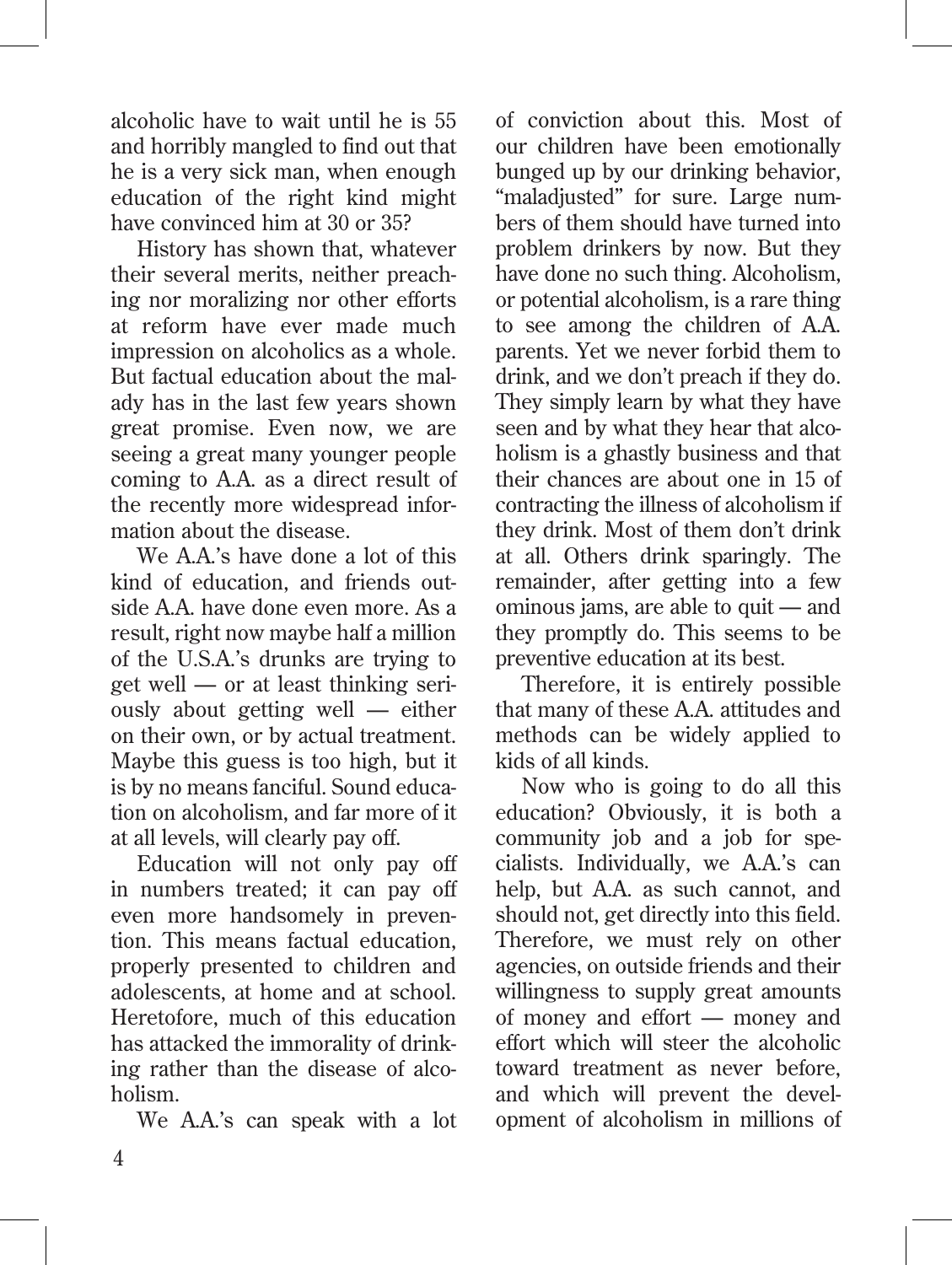alcoholic have to wait until he is 55 and horribly mangled to find out that he is a very sick man, when enough education of the right kind might have convinced him at 30 or 35?

History has shown that, whatever their several merits, neither preaching nor moralizing nor other efforts at reform have ever made much impression on alcoholics as a whole. But factual education about the malady has in the last few years shown great promise. Even now, we are seeing a great many younger people coming to A.A. as a direct result of the recently more widespread information about the disease.

We A.A.'s have done a lot of this kind of education, and friends outside A.A. have done even more. As a result, right now maybe half a million of the U.S.A.'s drunks are trying to get well — or at least thinking seriously about getting well — either on their own, or by actual treatment. Maybe this guess is too high, but it is by no means fanciful. Sound education on alcoholism, and far more of it at all levels, will clearly pay off.

Education will not only pay off in numbers treated; it can pay off even more handsomely in prevention. This means factual education, properly presented to children and adolescents, at home and at school. Heretofore, much of this education has attacked the immorality of drinking rather than the disease of alcoholism.

We A.A.'s can speak with a lot of conviction about this. Most of our children have been emotionally bunged up by our drinking behavior, "maladjusted" for sure. Large numbers of them should have turned into problem drinkers by now. But they have done no such thing. Alcoholism, or potential alcoholism, is a rare thing to see among the children of A.A. parents. Yet we never forbid them to drink, and we don't preach if they do. They simply learn by what they have seen and by what they hear that alcoholism is a ghastly business and that their chances are about one in 15 of contracting the illness of alcoholism if they drink. Most of them don't drink at all. Others drink sparingly. The remainder, after getting into a few ominous jams, are able to quit — and they promptly do. This seems to be preventive education at its best.

Therefore, it is entirely possible that many of these A.A. attitudes and methods can be widely applied to kids of all kinds.

Now who is going to do all this education? Obviously, it is both a community job and a job for specialists. Individually, we A.A.'s can help, but A.A. as such cannot, and should not, get directly into this field. Therefore, we must rely on other agencies, on outside friends and their willingness to supply great amounts of money and effort — money and effort which will steer the alcoholic toward treatment as never before, and which will prevent the development of alcoholism in millions of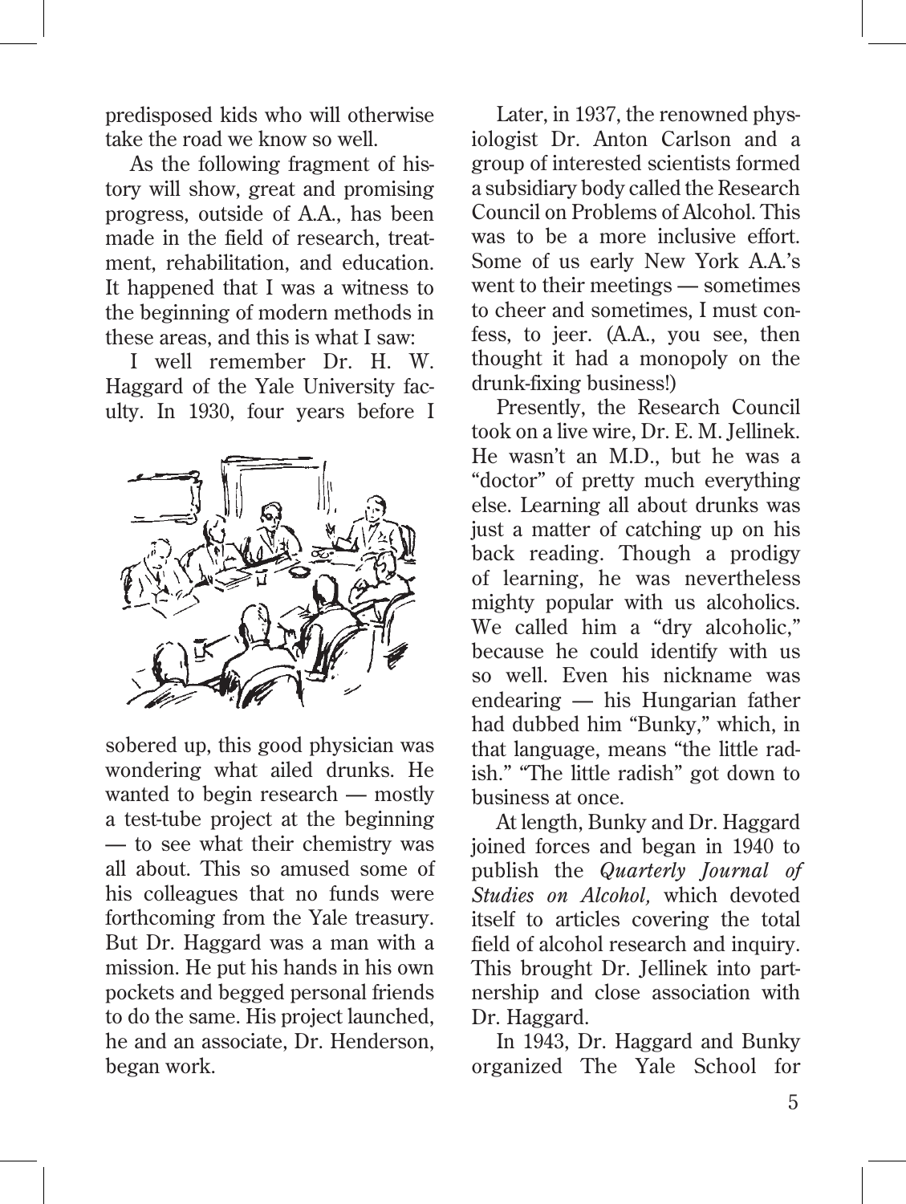predisposed kids who will otherwise take the road we know so well.

As the following fragment of history will show, great and promising progress, outside of A.A., has been made in the field of research, treatment, rehabilitation, and education. It happened that I was a witness to the beginning of modern methods in these areas, and this is what I saw:

I well remember Dr. H. W. Haggard of the Yale University faculty. In 1930, four years before I sobered up, this good physician was wondering what ailed drunks. He wanted to begin research — mostly a test-tube project at the beginning — to see what their chemistry was all about. This so amused some of his colleagues that no funds were forthcoming from the Yale treasury. But Dr. Haggard was a man with a mission. He put his hands in his own pockets and begged personal friends to do the same. His project launched, he and an associate, Dr. Henderson, began work.

Later, in 1937, the renowned physiologist Dr. Anton Carlson and a group of interested scientists formed a subsidiary body called the Research Council on Problems of Alcohol. This was to be a more inclusive effort. Some of us early New York A.A.'s went to their meetings — sometimes to cheer and sometimes, I must confess, to jeer. (A.A., you see, then thought it had a monopoly on the drunk-fixing business!)

Presently, the Research Council took on a live wire, Dr. E. M. Jellinek. He wasn't an M.D., but he was a "doctor" of pretty much everything else. Learning all about drunks was just a matter of catching up on his back reading. Though a prodigy of learning, he was nevertheless mighty popular with us alcoholics. We called him a "dry alcoholic," because he could identify with us so well. Even his nickname was endearing — his Hungarian father had dubbed him "Bunky," which, in that language, means "the little radish." "The little radish" got down to business at once.

At length, Bunky and Dr. Haggard joined forces and began in 1940 to publish the *Quarterly Journal of Studies on Alcohol,* which devoted itself to articles covering the total field of alcohol research and inquiry. This brought Dr. Jellinek into partnership and close association with Dr. Haggard.

In 1943, Dr. Haggard and Bunky organized The Yale School for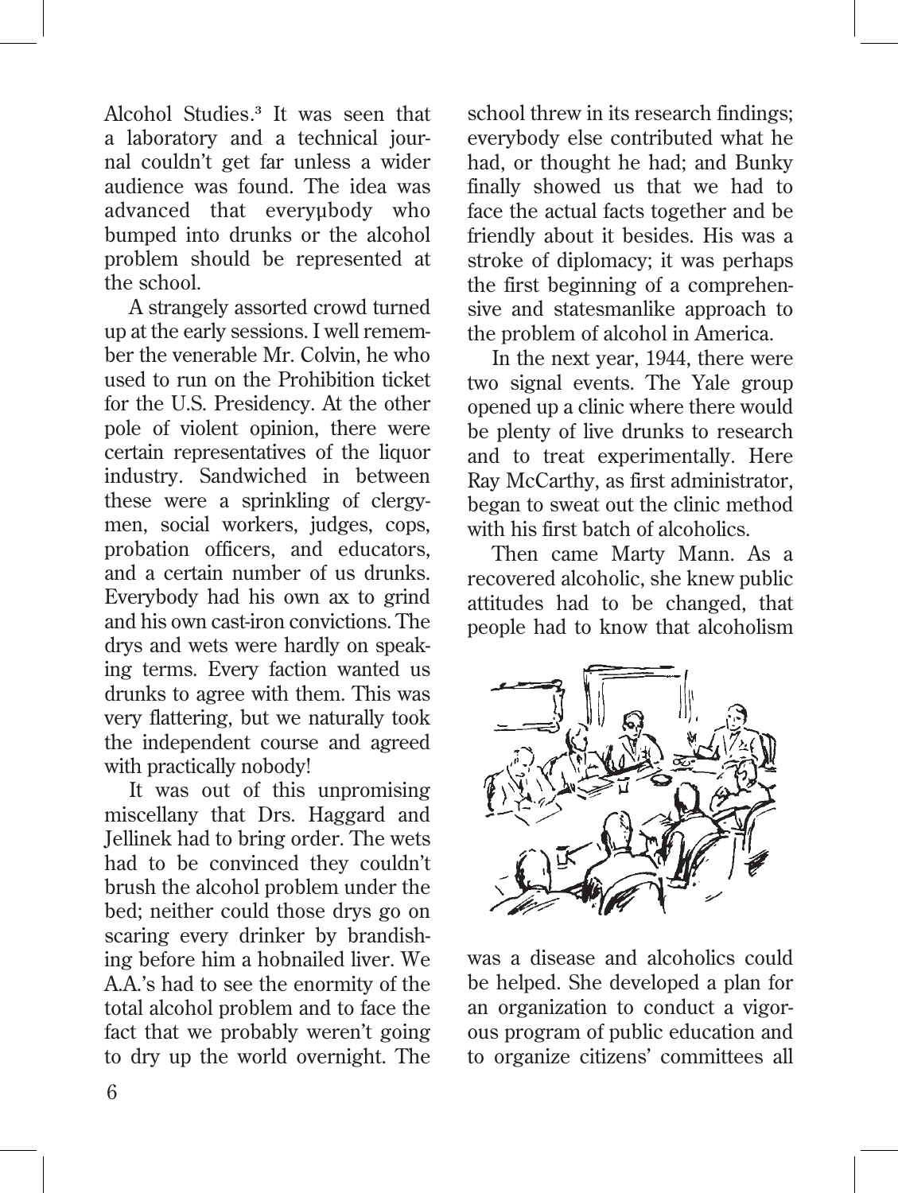Alcohol Studies.[3] It was seen that a laboratory and a technical journal couldn't get far unless a wider audience was found. The idea was advanced that everyµbody who bumped into drunks or the alcohol problem should be represented at the school.

A strangely assorted crowd turned up at the early sessions. I well remember the venerable Mr. Colvin, he who used to run on the Prohibition ticket for the U.S. Presidency. At the other pole of violent opinion, there were certain representatives of the liquor industry. Sandwiched in between these were a sprinkling of clergymen, social workers, judges, cops, probation officers, and educators, and a certain number of us drunks. Everybody had his own ax to grind and his own cast-iron convictions. The drys and wets were hardly on speaking terms. Every faction wanted us drunks to agree with them. This was very flattering, but we naturally took the independent course and agreed with practically nobody!

It was out of this unpromising miscellany that Drs. Haggard and Jellinek had to bring order. The wets had to be convinced they couldn't brush the alcohol problem under the bed; neither could those drys go on scaring every drinker by brandishing before him a hobnailed liver. We A.A.'s had to see the enormity of the total alcohol problem and to face the fact that we probably weren't going to dry up the world overnight. The school threw in its research findings; everybody else contributed what he had, or thought he had; and Bunky finally showed us that we had to face the actual facts together and be friendly about it besides. His was a stroke of diplomacy; it was perhaps the first beginning of a comprehensive and statesmanlike approach to the problem of alcohol in America.

In the next year, 1944, there were two signal events. The Yale group opened up a clinic where there would be plenty of live drunks to research and to treat experimentally. Here Ray McCarthy, as first administrator, began to sweat out the clinic method with his first batch of alcoholics.

Then came Marty Mann. As a recovered alcoholic, she knew public attitudes had to be changed, that people had to know that alcoholism was a disease and alcoholics could be helped. She developed a plan for an organization to conduct a vigorous program of public education and to organize citizens' committees all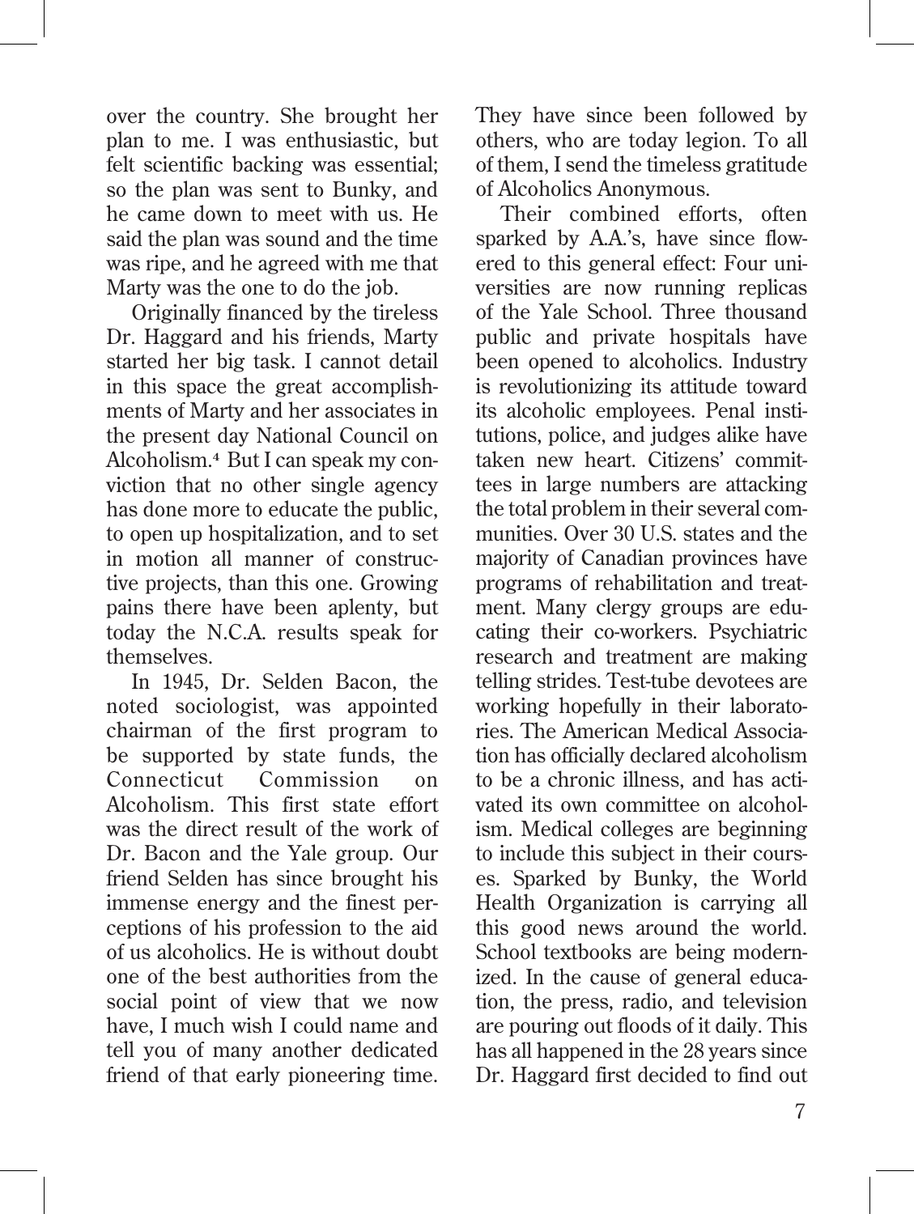over the country. She brought her plan to me. I was enthusiastic, but felt scientific backing was essential; so the plan was sent to Bunky, and he came down to meet with us. He said the plan was sound and the time was ripe, and he agreed with me that Marty was the one to do the job.

Originally financed by the tireless Dr. Haggard and his friends, Marty started her big task. I cannot detail in this space the great accomplishments of Marty and her associates in the present day National Council on Alcoholism.[4] But I can speak my conviction that no other single agency has done more to educate the public, to open up hospitalization, and to set in motion all manner of constructive projects, than this one. Growing pains there have been aplenty, but today the N.C.A. results speak for themselves.

In 1945, Dr. Selden Bacon, the noted sociologist, was appointed chairman of the first program to be supported by state funds, the Connecticut Commission on Alcoholism. This first state effort was the direct result of the work of Dr. Bacon and the Yale group. Our friend Selden has since brought his immense energy and the finest perceptions of his profession to the aid of us alcoholics. He is without doubt one of the best authorities from the social point of view that we now have, I much wish I could name and tell you of many another dedicated friend of that early pioneering time. They have since been followed by others, who are today legion. To all of them, I send the timeless gratitude of Alcoholics Anonymous.

Their combined efforts, often sparked by A.A.'s, have since flowered to this general effect: Four universities are now running replicas of the Yale School. Three thousand public and private hospitals have been opened to alcoholics. Industry is revolutionizing its attitude toward its alcoholic employees. Penal institutions, police, and judges alike have taken new heart. Citizens' committees in large numbers are attacking the total problem in their several communities. Over 30 U.S. states and the majority of Canadian provinces have programs of rehabilitation and treatment. Many clergy groups are educating their co-workers. Psychiatric research and treatment are making telling strides. Test-tube devotees are working hopefully in their laboratories. The American Medical Association has officially declared alcoholism to be a chronic illness, and has activated its own committee on alcoholism. Medical colleges are beginning to include this subject in their courses. Sparked by Bunky, the World Health Organization is carrying all this good news around the world. School textbooks are being modernized. In the cause of general education, the press, radio, and television are pouring out floods of it daily. This has all happened in the 28 years since Dr. Haggard first decided to find out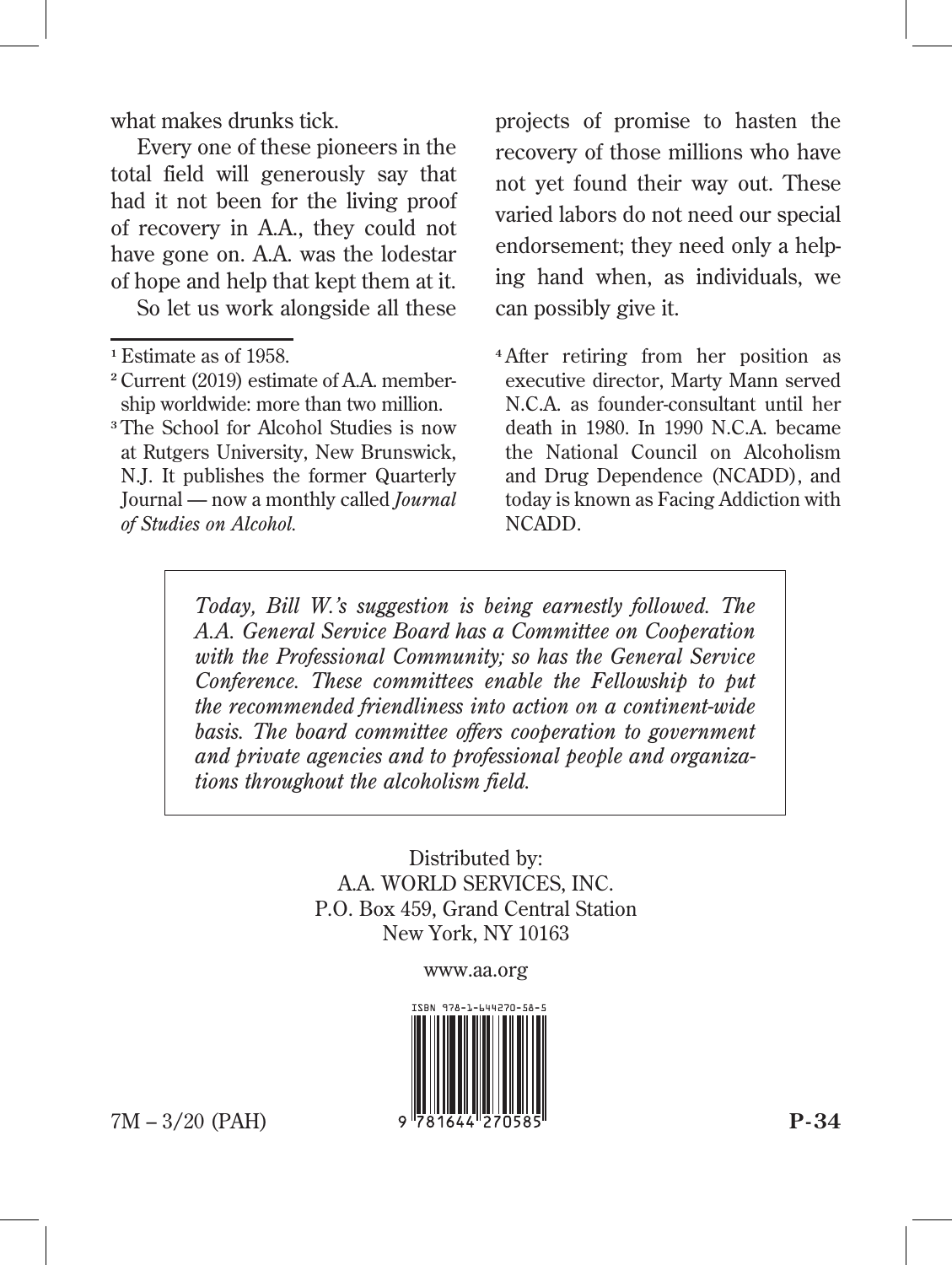what makes drunks tick.

Every one of these pioneers in the total field will generously say that had it not been for the living proof of recovery in A.A., they could not have gone on. A.A. was the lodestar of hope and help that kept them at it.

So let us work alongside all these projects of promise to hasten the recovery of those millions who have not yet found their way out. These varied labors do not need our special endorsement; they need only a helping hand when, as individuals, we can possibly give it.

---

[1] Estimate as of 1958.

[2] Current (2019) estimate of A.A. membership worldwide: more than two million.

[3] The School for Alcohol Studies is now at Rutgers University, New Brunswick, N.J. It publishes the former Quarterly Journal — now a monthly called *Journal of Studies on Alcohol.*

[4] After retiring from her position as executive director, Marty Mann served N.C.A. as founder-consultant until her death in 1980. In 1990 N.C.A. became the National Council on Alcoholism and Drug Dependence (NCADD), and today is known as Facing Addiction with NCADD.

> *Today, Bill W.'s suggestion is being earnestly followed. The A.A. General Service Board has a Committee on Cooperation with the Professional Community; so has the General Service Conference. These committees enable the Fellowship to put the recommended friendliness into action on a continent-wide basis. The board committee offers cooperation to government and private agencies and to professional people and organizations throughout the alcoholism field.*

Distributed by:
A.A. WORLD SERVICES, INC.
P.O. Box 459, Grand Central Station
New York, NY 10163

www.aa.org

ISBN 978-1-644270-58-5

9 781644 270585

7M – 3/20 (PAH)

**P-34**